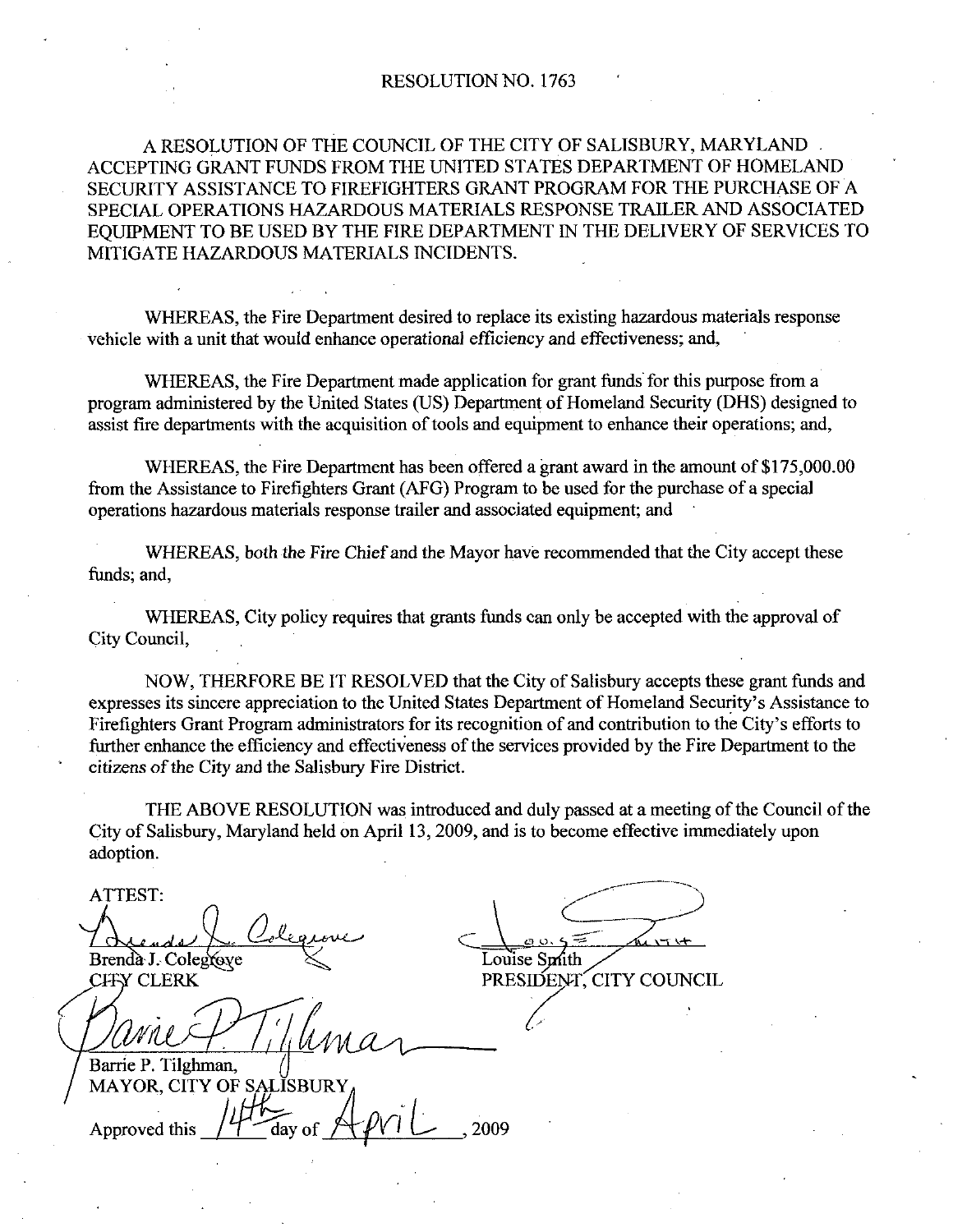RESOLUTION NO. 1763

A RESOLUTION OF THE COUNCIL OF THE CITY OF SALISBURY, MARYLAND ACCEPTING GRANT FUNDS FROM THE UNITED STATES DEPARTMENT OF HOMELAND SECURITY ASSISTANCE TO FIREFIGHTERS GRANT PROGRAM FOR THE PURCHASE OF A SPECIAL OPERATIONS HAZARDOUS MATERIALS RESPONSE TRAILER AND ASSOCIATED EQUIPMENT TO BE USED BY THE FIRE DEPARTMENT IN THE DELIVERY OF SERVICES TO MITIGATE HAZARDOUS MATERIALS INCIDENTS.

WHEREAS, the Fire Department desired to replace its existing hazardous materials response vehicle with a unit that would enhance operational efficiency and effectiveness; and,

WHEREAS, the Fire Department made application for grant funds for this purpose from a program administered by the United States (US) Department of Homeland Security (DHS) designed to assist fire departments with the acquisition of tools and equipment to enhance their operations; and,

WHEREAS, the Fire Department has been offered a grant award in the amount of $175,000.00 from the Assistance to Firefighters Grant (AFG) Program to be used for the purchase of a special operations hazardous materials response trailer and associated equipment; and

WHEREAS, both the Fire Chief and the Mayor have recommended that the City accept these funds; and,

WHEREAS, City policy requires that grants funds can only be accepted with the approval of City Council,

NOW, THERFORE BE IT RESOLVED that the City of Salisbury accepts these grant funds and expresses its sincere appreciation to the United States Department of Homeland Security's Assistance to Firefighters Grant Program administrators for its recognition of and contribution to the City's efforts to further enhance the efficiency and effectiveness of the services provided by the Fire Department to the citizens of the City and the Salisbury Fire District.

THE ABOVE RESOLUTION was introduced and duly passed at a meeting of the Council of the City of Salisbury, Maryland held on April 13, 2009, and is to become effective immediately upon adoption.

ATTEST:

Brenda J. Colegrove
CITY CLERK

Louise Smith
PRESIDENT, CITY COUNCIL

Barrie P. Tilghman,
MAYOR, CITY OF SALISBURY

Approved this 14th day of April, 2009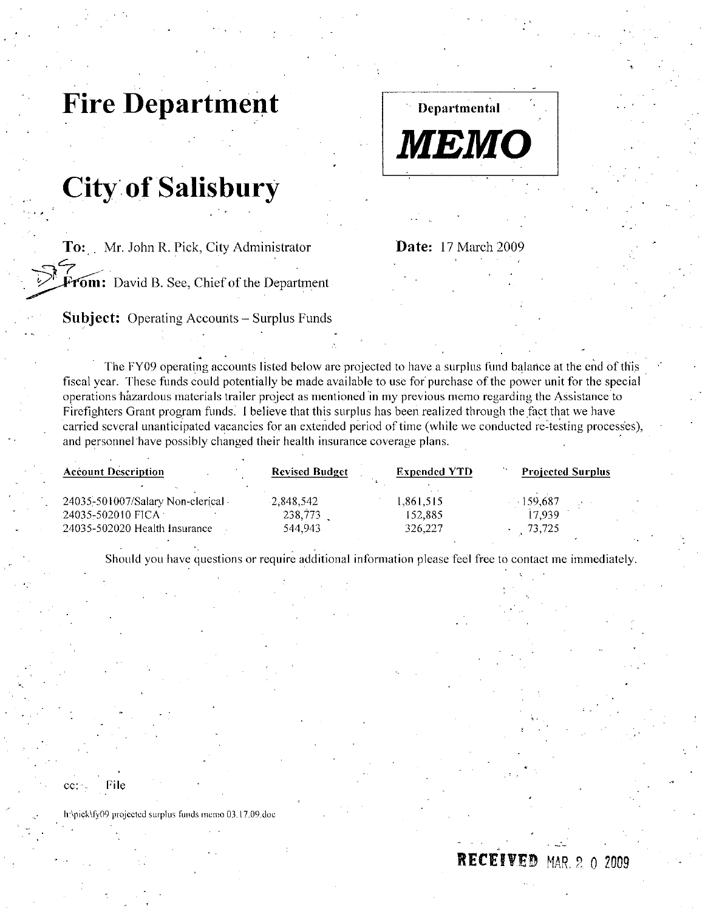# Fire Department

**Departmental**

***MEMO***

# City of Salisbury

**To:** Mr. John R. Pick, City Administrator

**Date:** 17 March 2009

**From:** David B. See, Chief of the Department

**Subject:** Operating Accounts – Surplus Funds

The FY09 operating accounts listed below are projected to have a surplus fund balance at the end of this fiscal year. These funds could potentially be made available to use for purchase of the power unit for the special operations hazardous materials trailer project as mentioned in my previous memo regarding the Assistance to Firefighters Grant program funds. I believe that this surplus has been realized through the fact that we have carried several unanticipated vacancies for an extended period of time (while we conducted re-testing processes), and personnel have possibly changed their health insurance coverage plans.

| Account Description | Revised Budget | Expended YTD | Projected Surplus |
|---|---|---|---|
| 24035-501007/Salary Non-clerical | 2,848,542 | 1,861,515 | 159,687 |
| 24035-502010 FICA | 238,773 | 152,885 | 17,939 |
| 24035-502020 Health Insurance | 544,943 | 326,227 | 73,725 |

Should you have questions or require additional information please feel free to contact me immediately.

cc: File

h:\pick\fy09 projected surplus funds memo 03.17.09.doc

RECEIVED MAR 20 2009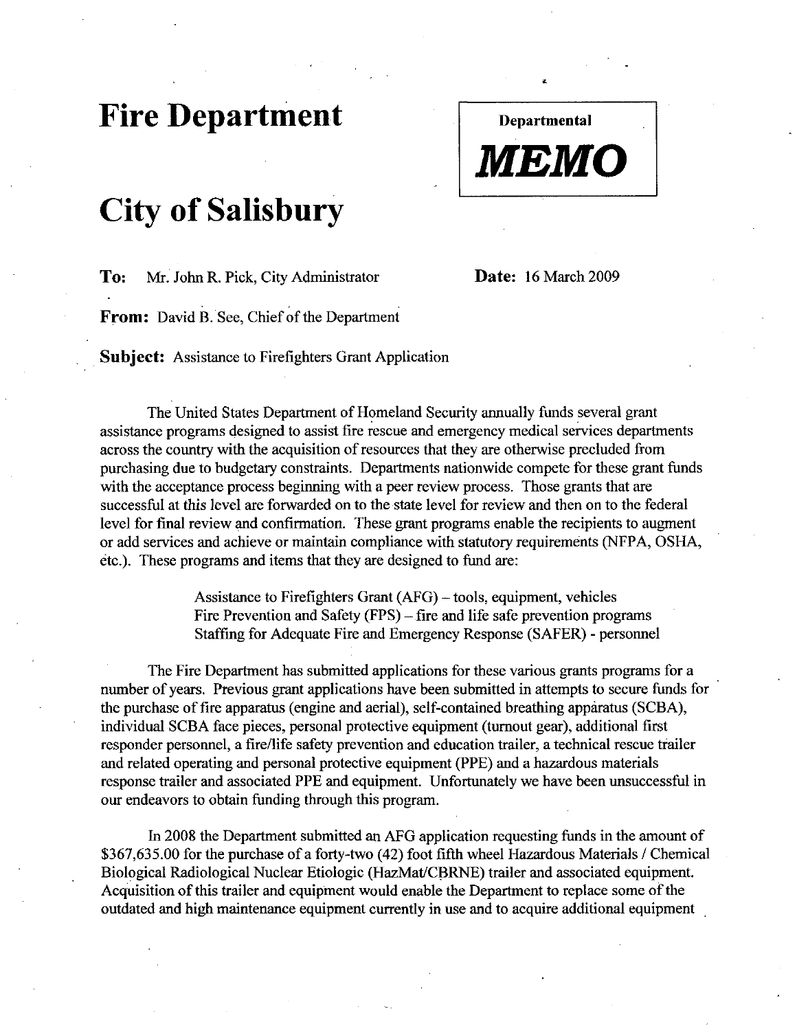# Fire Department

# City of Salisbury

**Departmental**

***MEMO***

**To:** Mr. John R. Pick, City Administrator

**Date:** 16 March 2009

**From:** David B. See, Chief of the Department

**Subject:** Assistance to Firefighters Grant Application

The United States Department of Homeland Security annually funds several grant assistance programs designed to assist fire rescue and emergency medical services departments across the country with the acquisition of resources that they are otherwise precluded from purchasing due to budgetary constraints. Departments nationwide compete for these grant funds with the acceptance process beginning with a peer review process. Those grants that are successful at *this* level are forwarded on to the state level for review and then on to the federal level for final review and confirmation. These grant programs enable the recipients to augment or add services and achieve or maintain compliance with statutory requirements (NFPA, OSHA, etc.). These programs and items that they are designed to fund are:

> Assistance to Firefighters Grant (AFG) – tools, equipment, vehicles
> Fire Prevention and Safety (FPS) – fire and life safe prevention programs
> Staffing for Adequate Fire and Emergency Response (SAFER) - personnel

The Fire Department has submitted applications for these various grants programs for a number of years. Previous grant applications have been submitted in attempts to secure funds for the purchase of fire apparatus (engine and aerial), self-contained breathing apparatus (SCBA), individual SCBA face pieces, personal protective equipment (turnout gear), additional first responder personnel, a fire/life safety prevention and education trailer, a technical rescue trailer and related operating and personal protective equipment (PPE) and a hazardous materials response trailer and associated PPE and equipment. Unfortunately we have been unsuccessful in our endeavors to obtain funding through this program.

In 2008 the Department submitted an AFG application requesting funds in the amount of $367,635.00 for the purchase of a forty-two (42) foot fifth wheel Hazardous Materials / Chemical Biological Radiological Nuclear Etiologic (HazMat/CBRNE) trailer and associated equipment. Acquisition of this trailer and equipment would enable the Department to replace some of the outdated and high maintenance equipment currently in use and to acquire additional equipment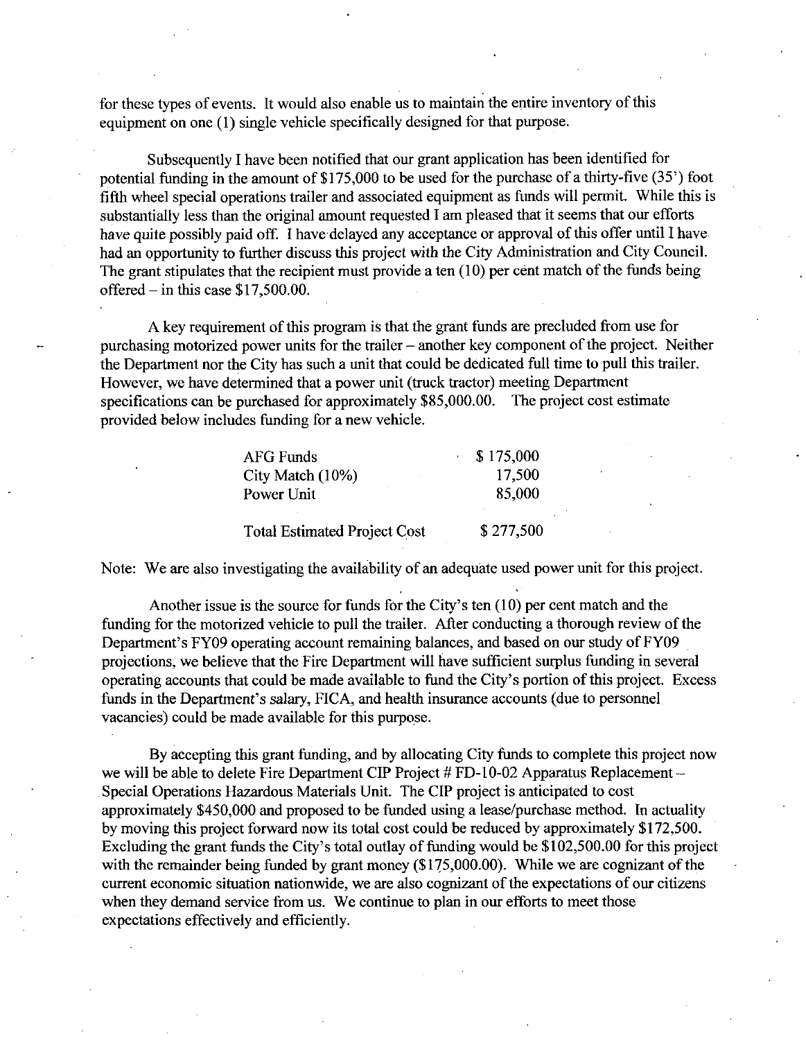for these types of events. It would also enable us to maintain the entire inventory of this equipment on one (1) single vehicle specifically designed for that purpose.

Subsequently I have been notified that our grant application has been identified for potential funding in the amount of $175,000 to be used for the purchase of a thirty-five (35') foot fifth wheel special operations trailer and associated equipment as funds will permit. While this is substantially less than the original amount requested I am pleased that it seems that our efforts have quite possibly paid off. I have delayed any acceptance or approval of this offer until I have had an opportunity to further discuss this project with the City Administration and City Council. The grant stipulates that the recipient must provide a ten (10) per cent match of the funds being offered – in this case $17,500.00.

A key requirement of this program is that the grant funds are precluded from use for purchasing motorized power units for the trailer – another key component of the project. Neither the Department nor the City has such a unit that could be dedicated full time to pull this trailer. However, we have determined that a power unit (truck tractor) meeting Department specifications can be purchased for approximately $85,000.00. The project cost estimate provided below includes funding for a new vehicle.

| | |
|---|---|
| AFG Funds | $ 175,000 |
| City Match (10%) | 17,500 |
| Power Unit | 85,000 |
| Total Estimated Project Cost | $ 277,500 |

Note: We are also investigating the availability of an adequate used power unit for this project.

Another issue is the source for funds for the City's ten (10) per cent match and the funding for the motorized vehicle to pull the trailer. After conducting a thorough review of the Department's FY09 operating account remaining balances, and based on our study of FY09 projections, we believe that the Fire Department will have sufficient surplus funding in several operating accounts that could be made available to fund the City's portion of this project. Excess funds in the Department's salary, FICA, and health insurance accounts (due to personnel vacancies) could be made available for this purpose.

By accepting this grant funding, and by allocating City funds to complete this project now we will be able to delete Fire Department CIP Project # FD-10-02 Apparatus Replacement – Special Operations Hazardous Materials Unit. The CIP project is anticipated to cost approximately $450,000 and proposed to be funded using a lease/purchase method. In actuality by moving this project forward now its total cost could be reduced by approximately $172,500. Excluding the grant funds the City's total outlay of funding would be $102,500.00 for this project with the remainder being funded by grant money ($175,000.00). While we are cognizant of the current economic situation nationwide, we are also cognizant of the expectations of our citizens when they demand service from us. We continue to plan in our efforts to meet those expectations effectively and efficiently.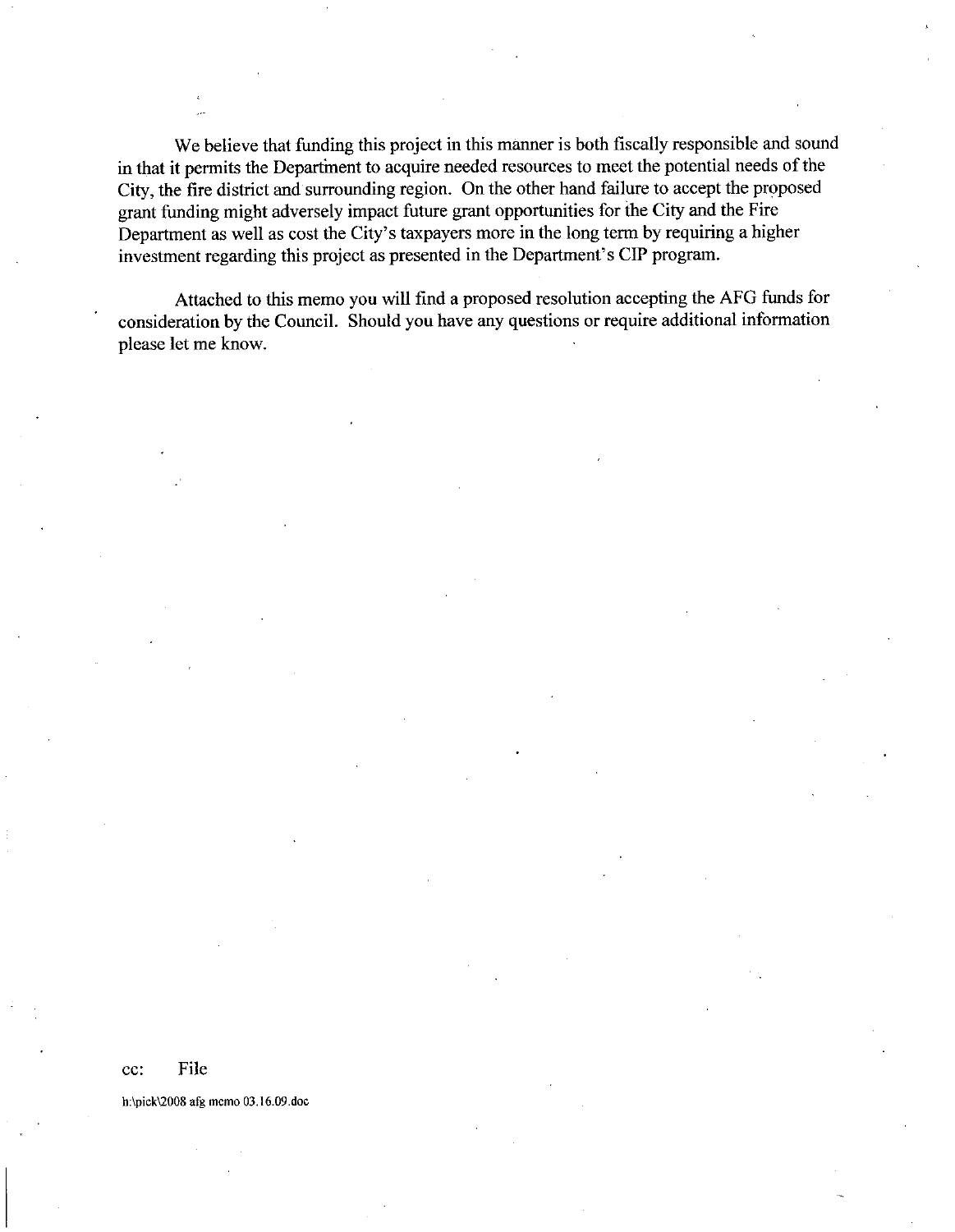We believe that funding this project in this manner is both fiscally responsible and sound in that it permits the Department to acquire needed resources to meet the potential needs of the City, the fire district and surrounding region. On the other hand failure to accept the proposed grant funding might adversely impact future grant opportunities for the City and the Fire Department as well as cost the City's taxpayers more in the long term by requiring a higher investment regarding this project as presented in the Department's CIP program.

Attached to this memo you will find a proposed resolution accepting the AFG funds for consideration by the Council. Should you have any questions or require additional information please let me know.

cc: File

h:\pick\2008 afg memo 03.16.09.doc